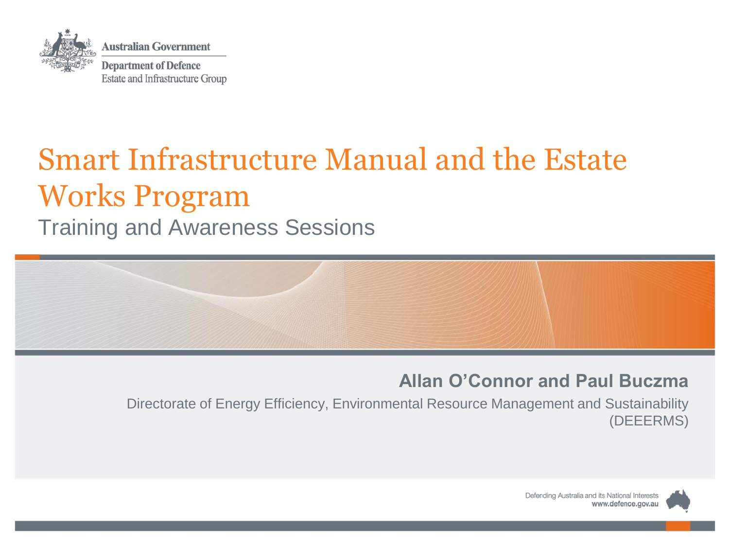Australian Government

Department of Defence

Estate and Infrastructure Group

# Smart Infrastructure Manual and the Estate Works Program

## Training and Awareness Sessions

**Allan O'Connor and Paul Buczma**

Directorate of Energy Efficiency, Environmental Resource Management and Sustainability (DEEERMS)

Defending Australia and its National Interests

www.defence.gov.au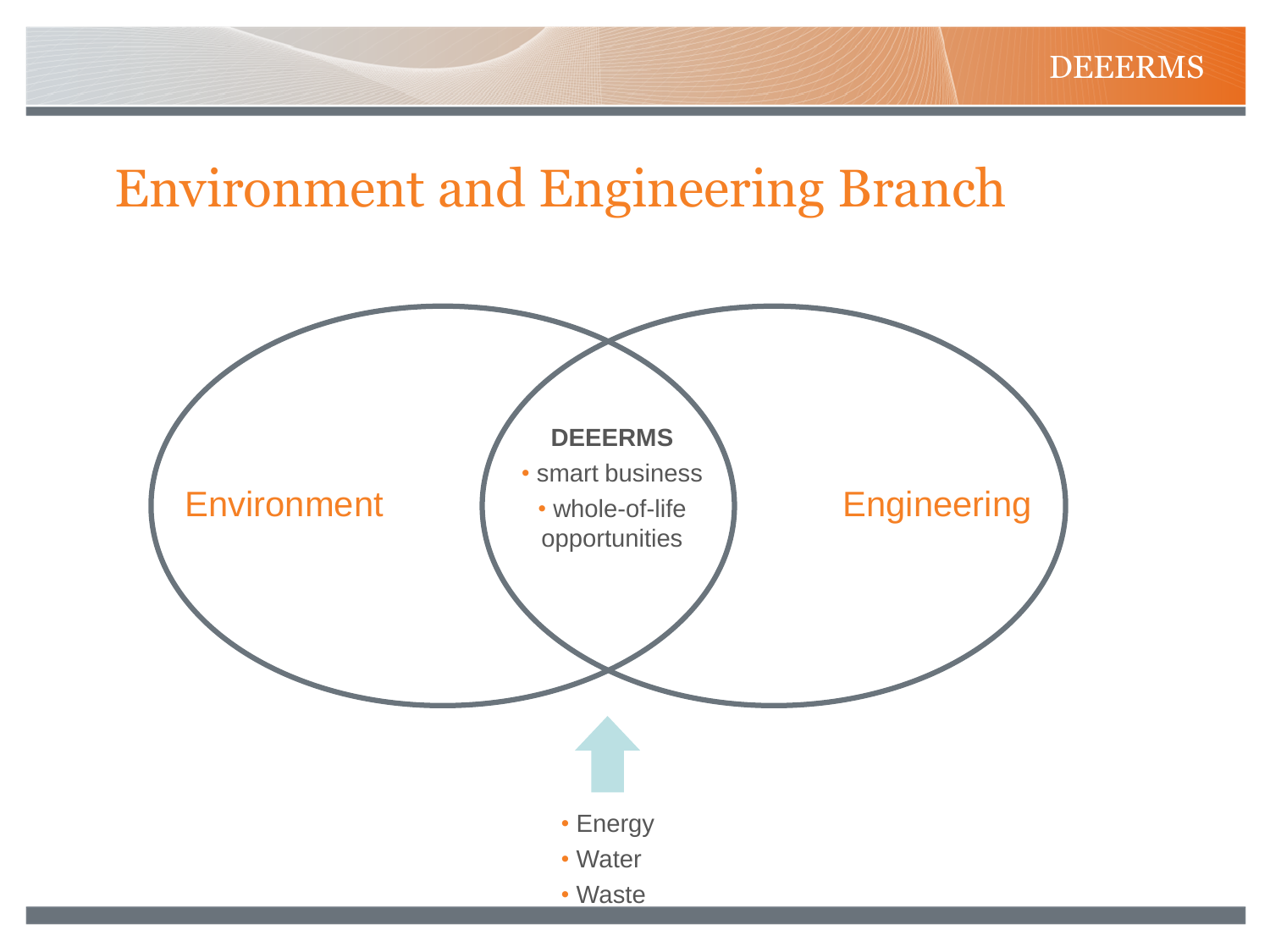# Environment and Engineering Branch

Environment

Engineering

**DEEERMS**

- smart business
- whole-of-life opportunities

- Energy
- Water
- Waste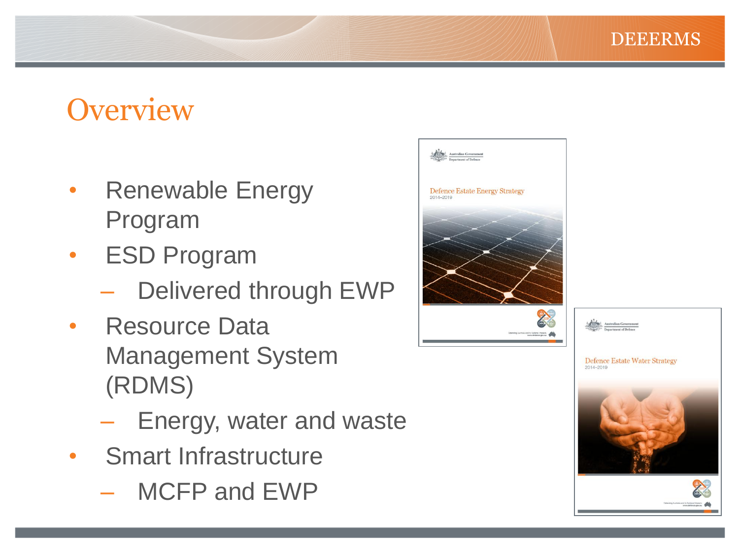# Overview

- Renewable Energy Program
- ESD Program
  - Delivered through EWP
- Resource Data Management System (RDMS)
  - Energy, water and waste
- Smart Infrastructure
  - MCFP and EWP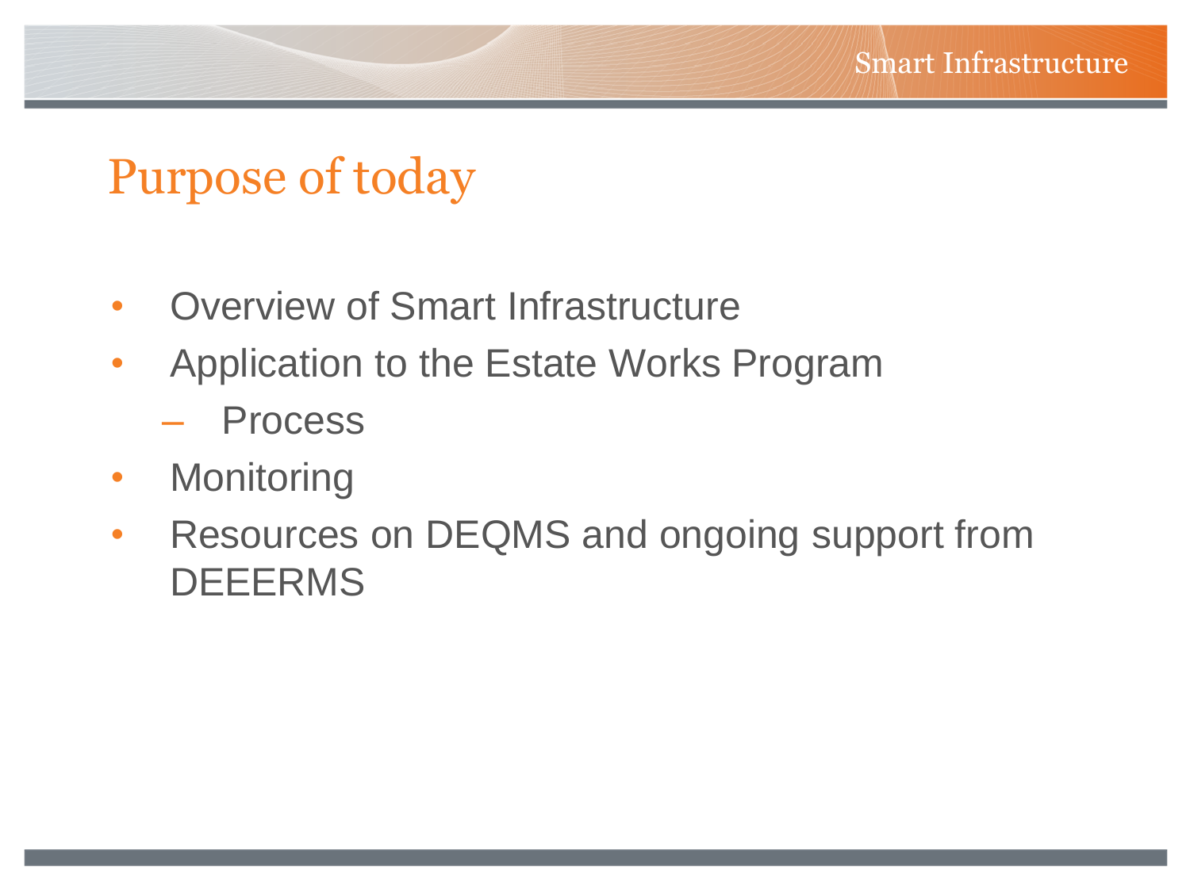# Purpose of today

- Overview of Smart Infrastructure
- Application to the Estate Works Program
  - Process
- Monitoring
- Resources on DEQMS and ongoing support from DEEERMS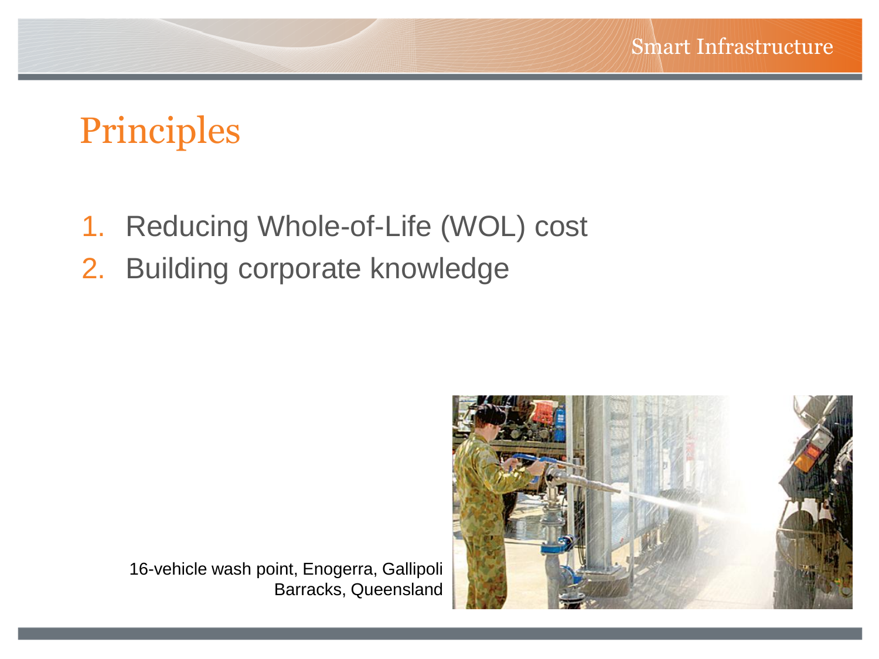# Principles

1. Reducing Whole-of-Life (WOL) cost
2. Building corporate knowledge

16-vehicle wash point, Enogerra, Gallipoli Barracks, Queensland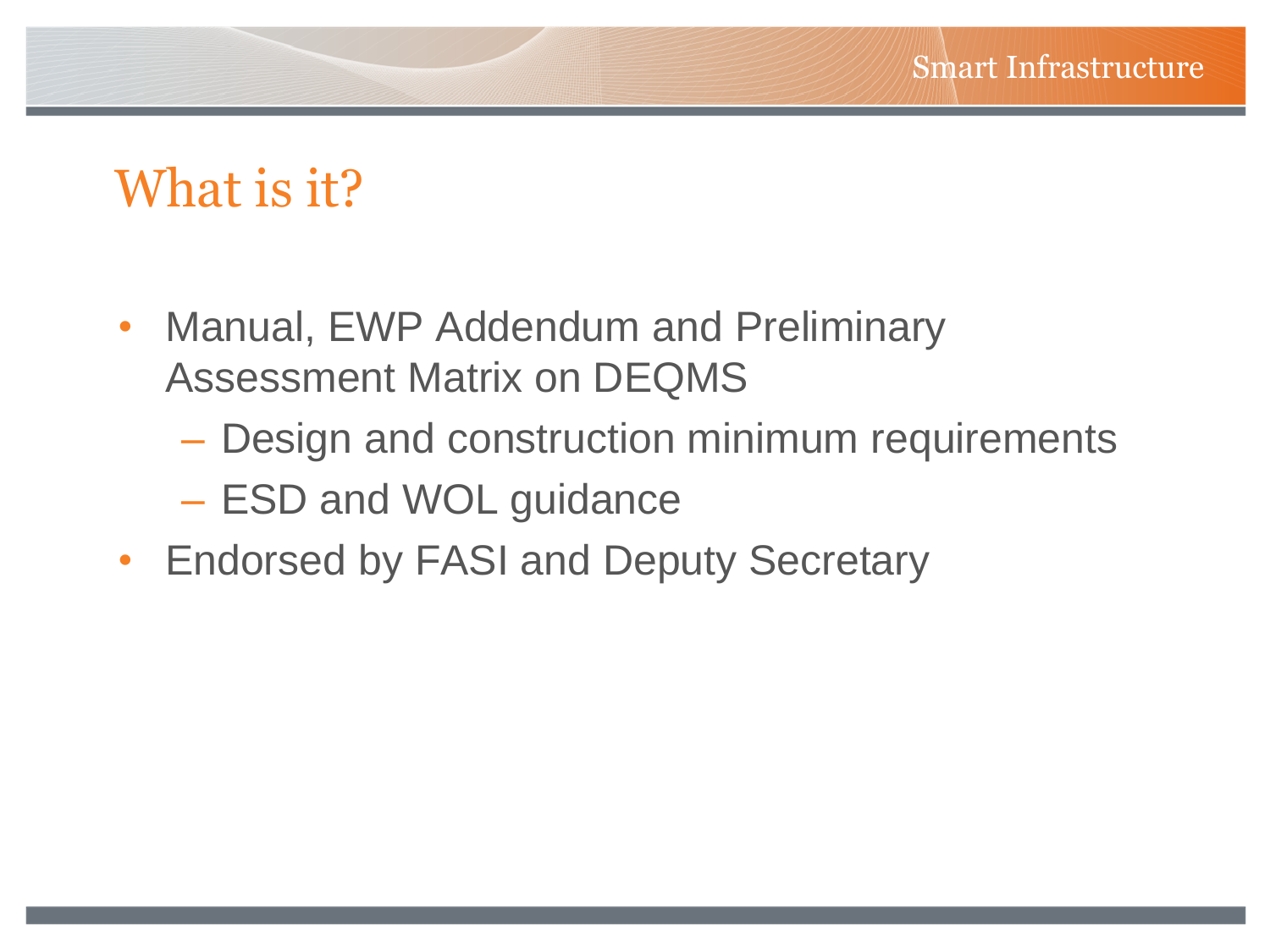# What is it?

- Manual, EWP Addendum and Preliminary Assessment Matrix on DEQMS
  - Design and construction minimum requirements
  - ESD and WOL guidance
- Endorsed by FASI and Deputy Secretary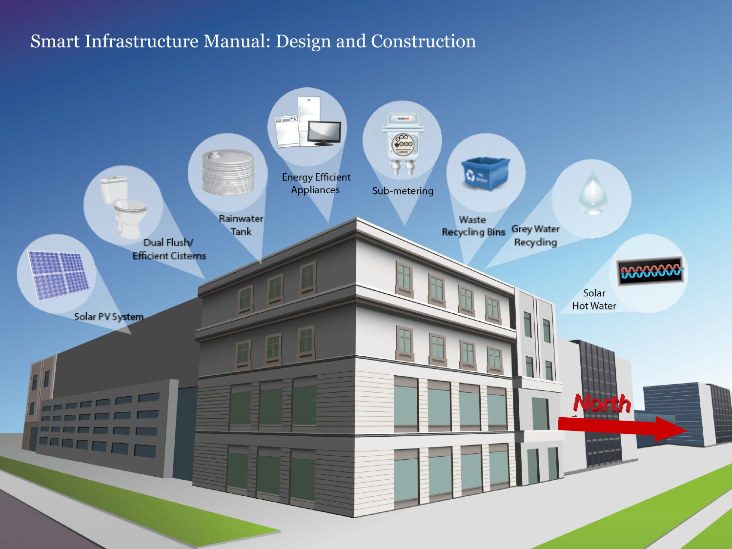# Smart Infrastructure Manual: Design and Construction

Solar PV System

Dual Flush/ Efficient Cisterns

Rainwater Tank

Energy Efficient Appliances

Sub-metering

Waste Recycling Bins

Grey Water Recycling

Solar Hot Water

North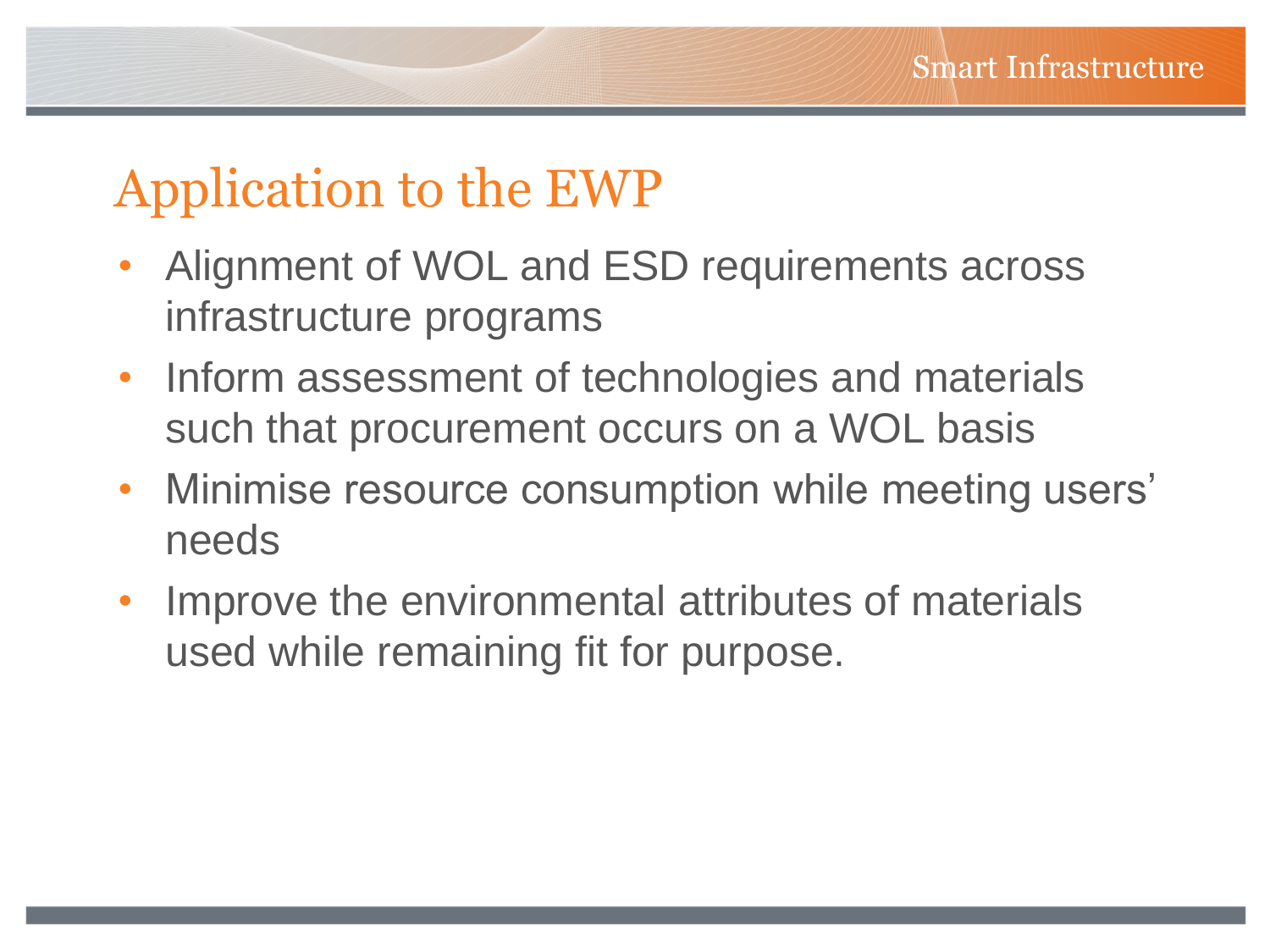# Application to the EWP

- Alignment of WOL and ESD requirements across infrastructure programs
- Inform assessment of technologies and materials such that procurement occurs on a WOL basis
- Minimise resource consumption while meeting users' needs
- Improve the environmental attributes of materials used while remaining fit for purpose.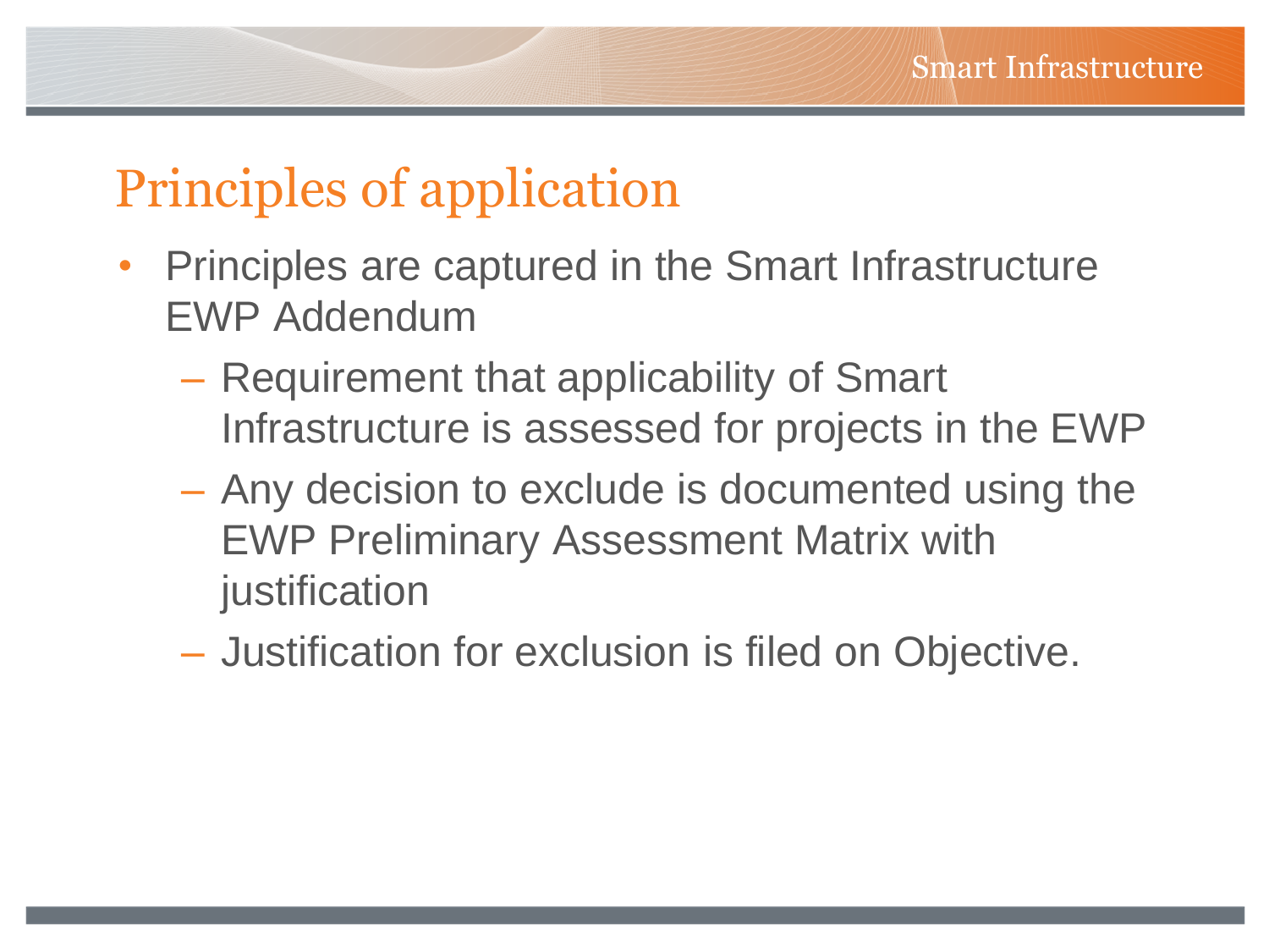# Principles of application

- Principles are captured in the Smart Infrastructure EWP Addendum
  - Requirement that applicability of Smart Infrastructure is assessed for projects in the EWP
  - Any decision to exclude is documented using the EWP Preliminary Assessment Matrix with justification
  - Justification for exclusion is filed on Objective.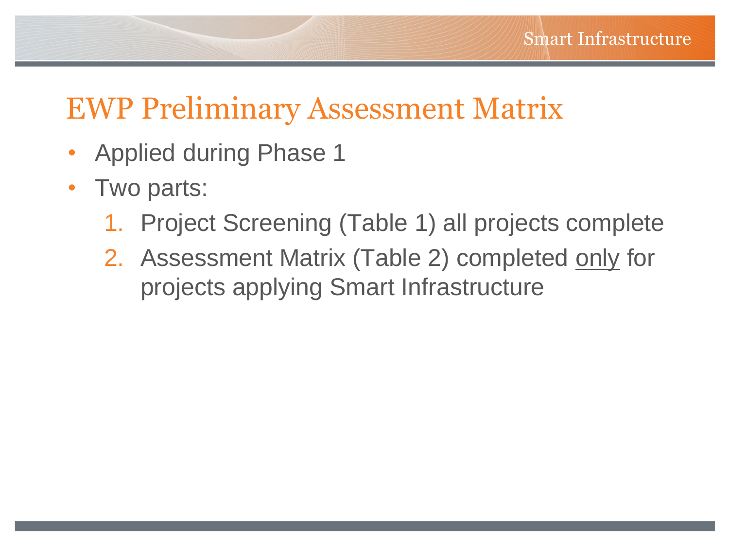# EWP Preliminary Assessment Matrix

- Applied during Phase 1
- Two parts:
  1. Project Screening (Table 1) all projects complete
  2. Assessment Matrix (Table 2) completed <u>only</u> for projects applying Smart Infrastructure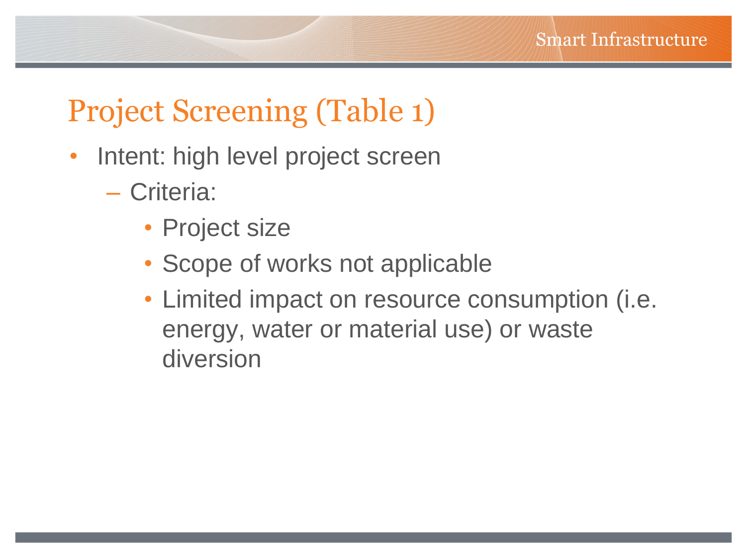# Project Screening (Table 1)

- Intent: high level project screen
  - Criteria:
    - Project size
    - Scope of works not applicable
    - Limited impact on resource consumption (i.e. energy, water or material use) or waste diversion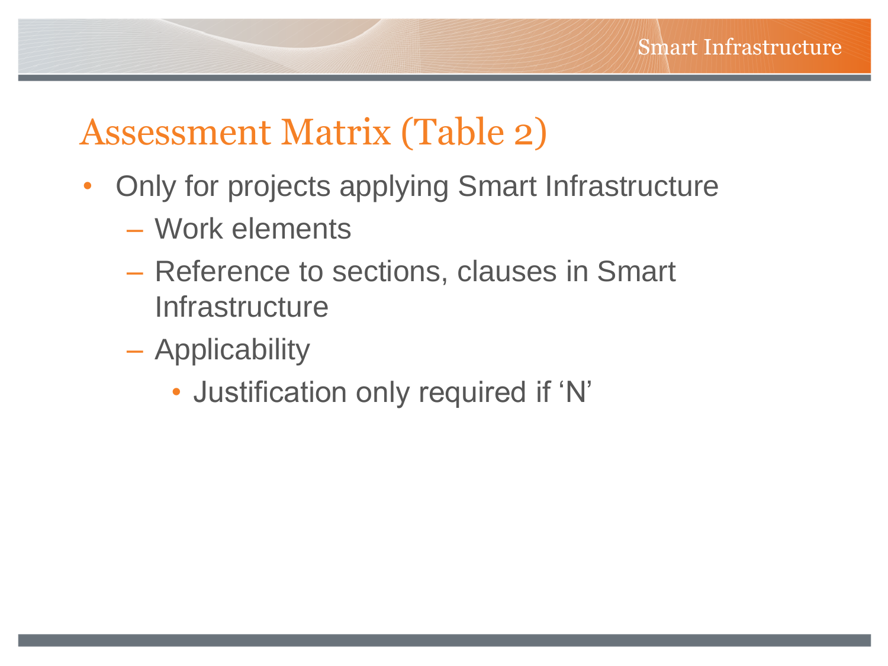# Assessment Matrix (Table 2)

- Only for projects applying Smart Infrastructure
  - Work elements
  - Reference to sections, clauses in Smart Infrastructure
  - Applicability
    - Justification only required if ‘N’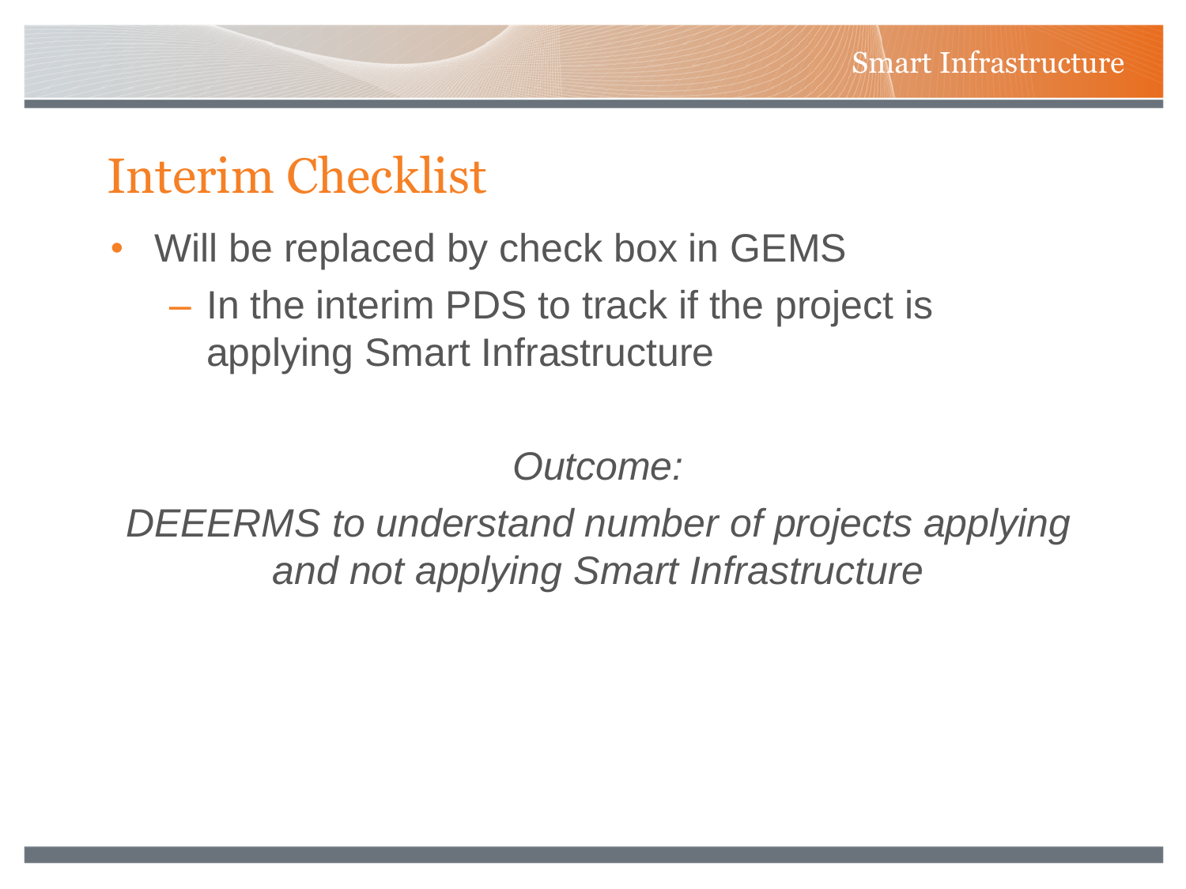# Interim Checklist

- Will be replaced by check box in GEMS
  - In the interim PDS to track if the project is applying Smart Infrastructure

*Outcome:*

*DEEERMS to understand number of projects applying and not applying Smart Infrastructure*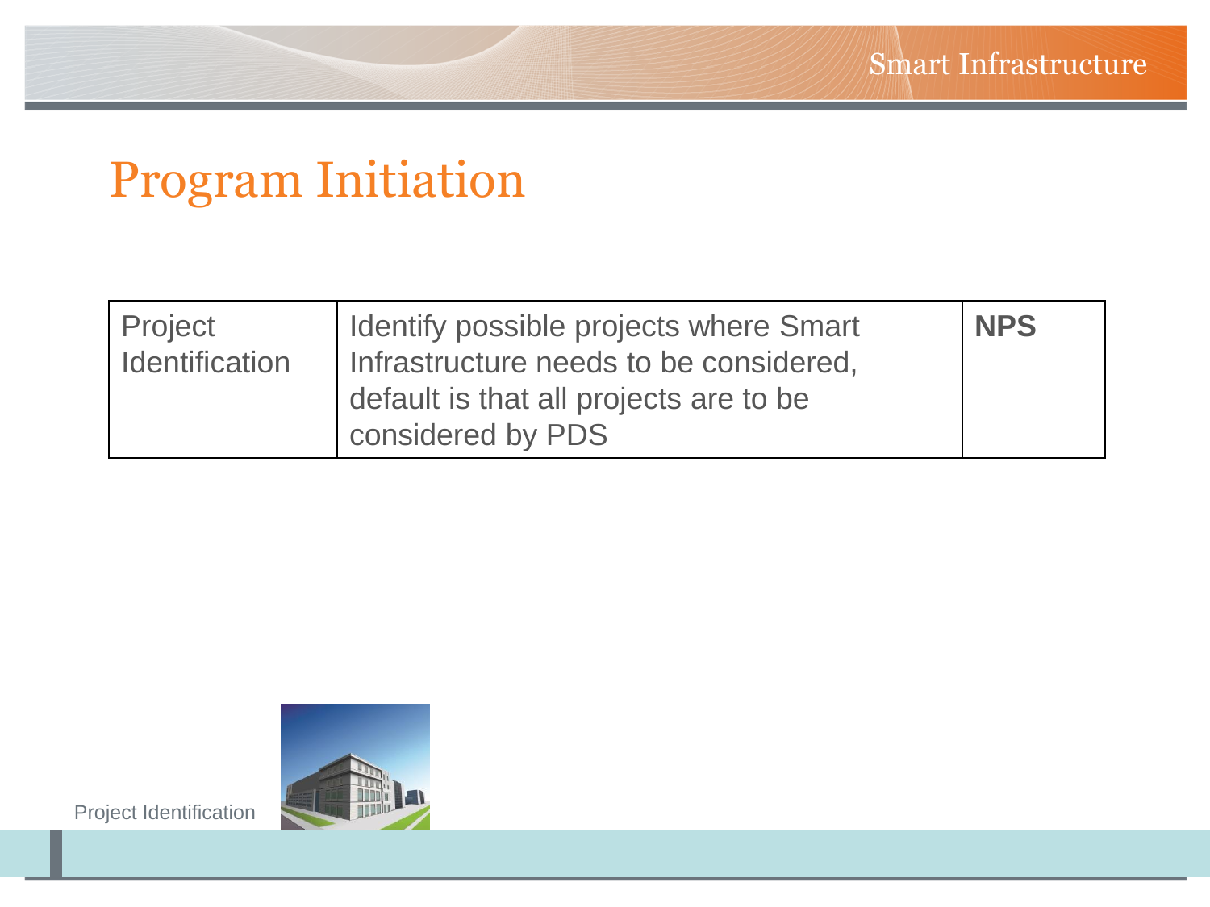# Program Initiation

| Project Identification | Identify possible projects where Smart Infrastructure needs to be considered, default is that all projects are to be considered by PDS | **NPS** |
|---|---|---|

Project Identification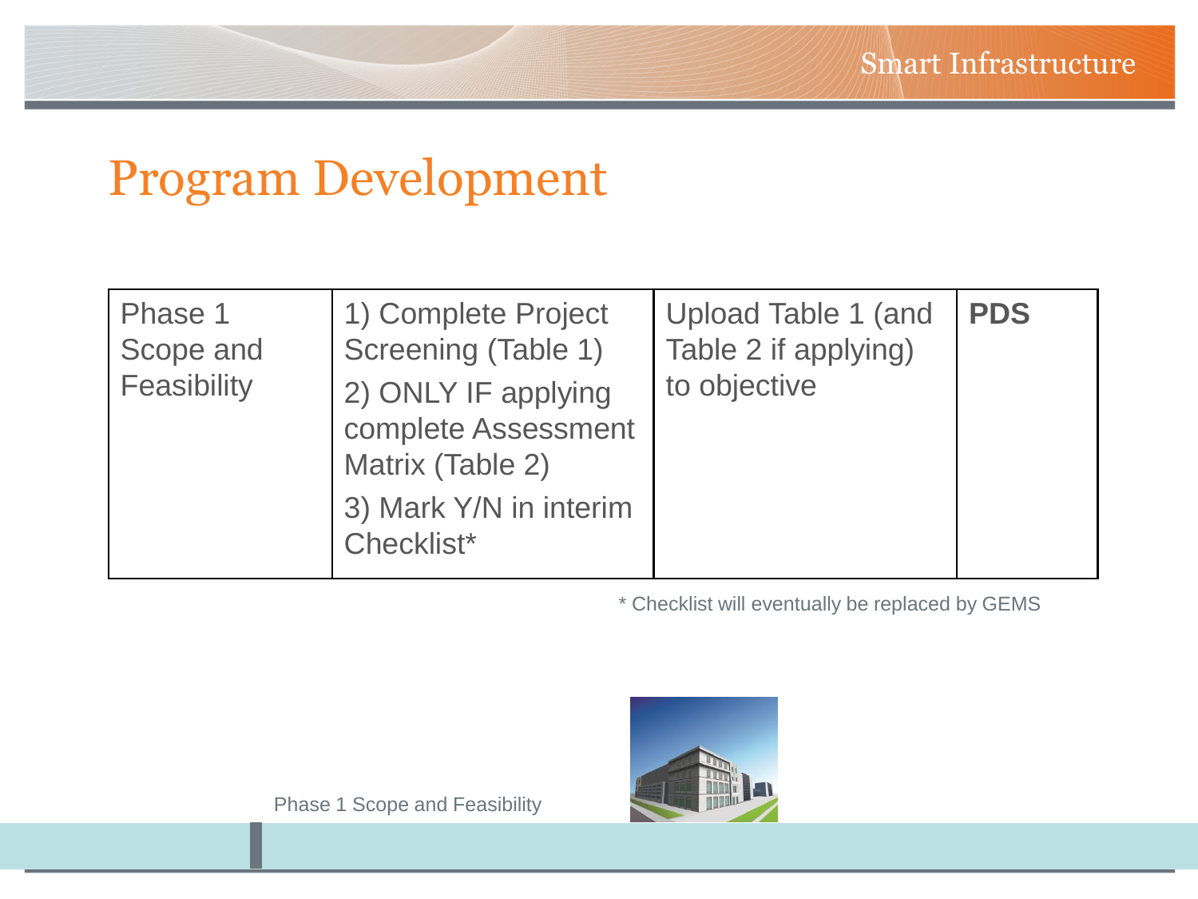# Program Development

| Phase 1 Scope and Feasibility | 1) Complete Project Screening (Table 1) 2) ONLY IF applying complete Assessment Matrix (Table 2) 3) Mark Y/N in interim Checklist* | Upload Table 1 (and Table 2 if applying) to objective | **PDS** |
|---|---|---|---|

\* Checklist will eventually be replaced by GEMS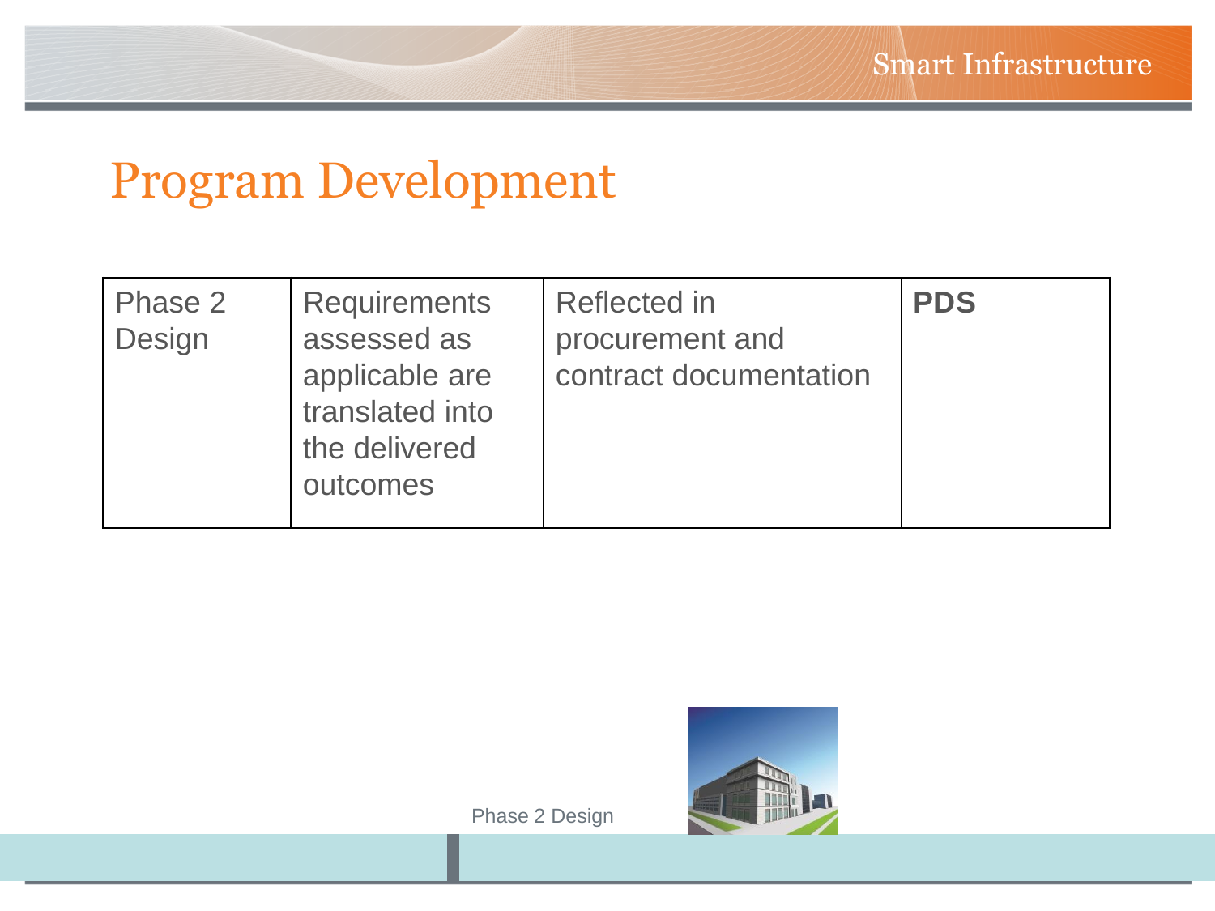# Program Development

| Phase 2 Design | Requirements assessed as applicable are translated into the delivered outcomes | Reflected in procurement and contract documentation | **PDS** |
|---|---|---|---|

Phase 2 Design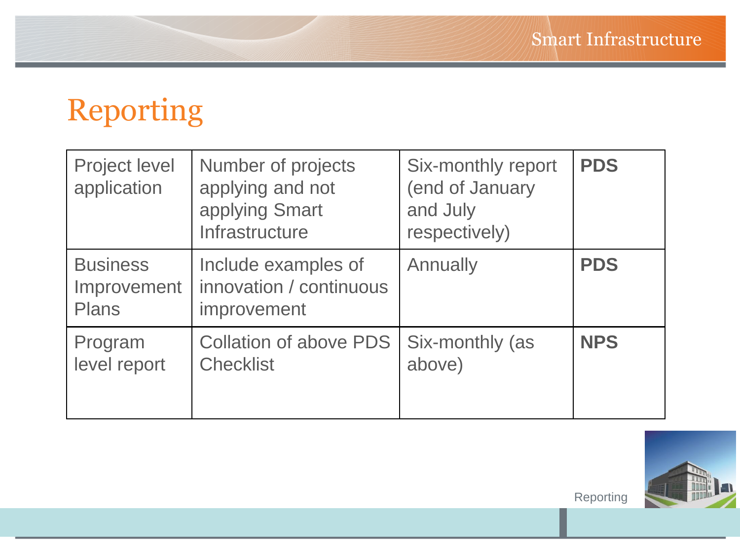# Reporting

| | | | |
|---|---|---|---|
| Project level application | Number of projects applying and not applying Smart Infrastructure | Six-monthly report (end of January and July respectively) | **PDS** |
| Business Improvement Plans | Include examples of innovation / continuous improvement | Annually | **PDS** |
| Program level report | Collation of above PDS Checklist | Six-monthly (as above) | **NPS** |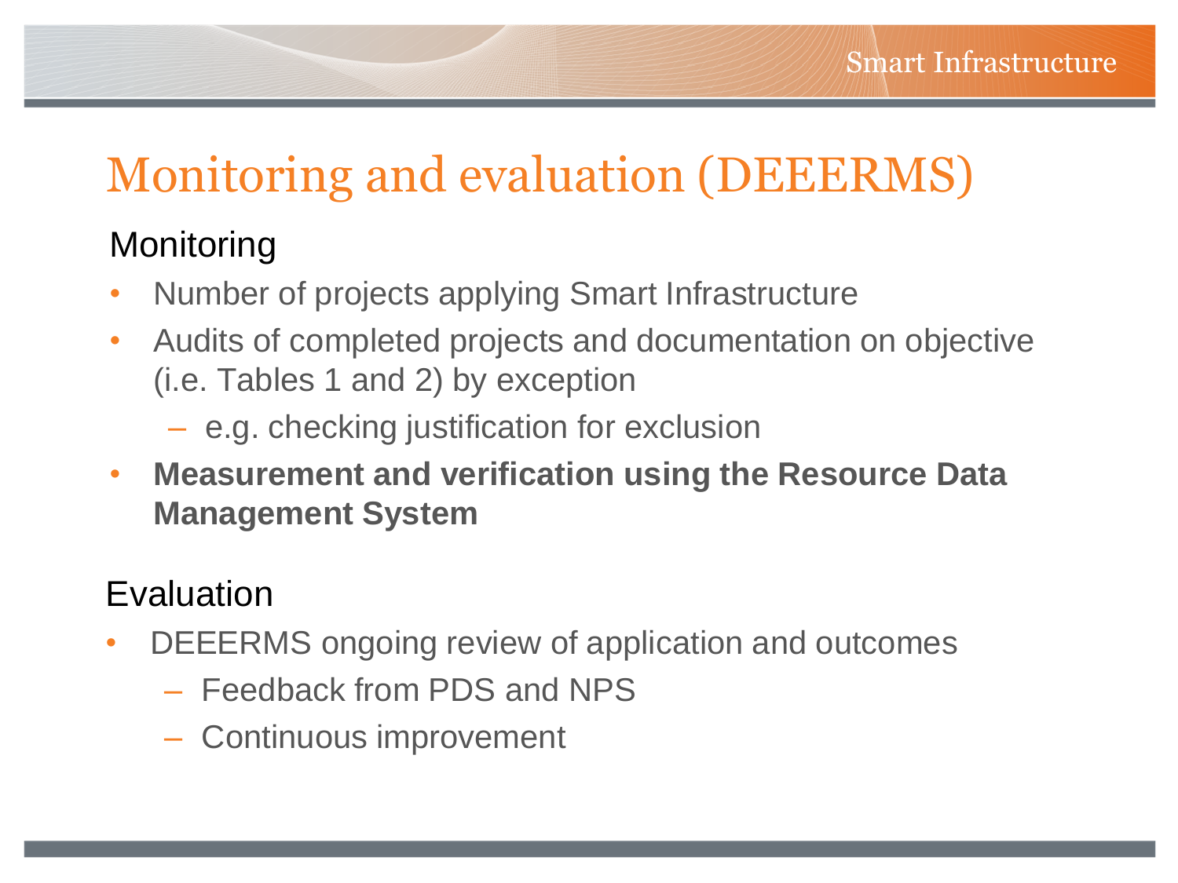# Monitoring and evaluation (DEEERMS)

## Monitoring

- Number of projects applying Smart Infrastructure
- Audits of completed projects and documentation on objective (i.e. Tables 1 and 2) by exception
  - e.g. checking justification for exclusion
- **Measurement and verification using the Resource Data Management System**

## Evaluation

- DEEERMS ongoing review of application and outcomes
  - Feedback from PDS and NPS
  - Continuous improvement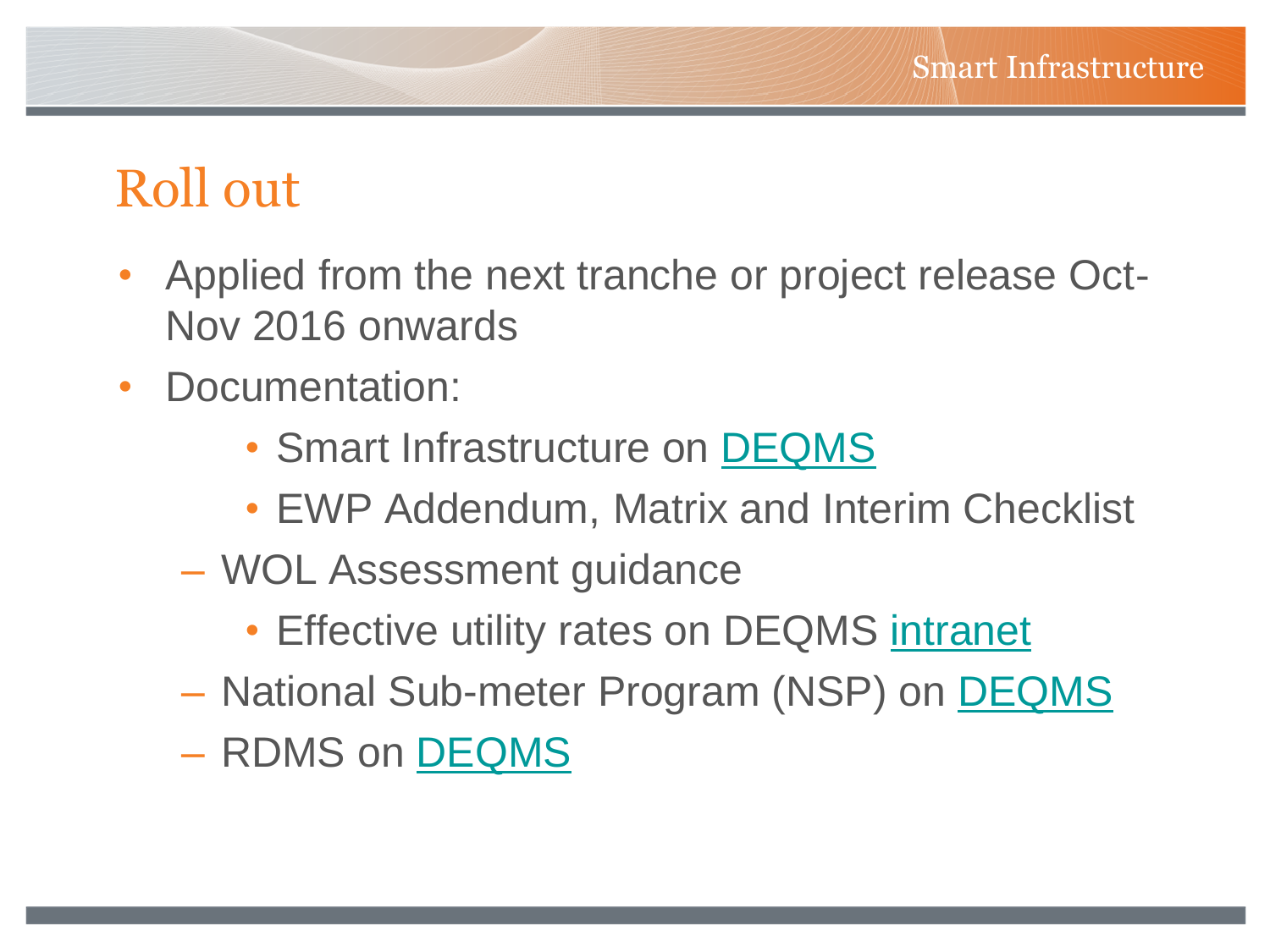# Roll out

- Applied from the next tranche or project release Oct-Nov 2016 onwards
- Documentation:
    - Smart Infrastructure on DEQMS
    - EWP Addendum, Matrix and Interim Checklist
  - WOL Assessment guidance
    - Effective utility rates on DEQMS intranet
  - National Sub-meter Program (NSP) on DEQMS
  - RDMS on DEQMS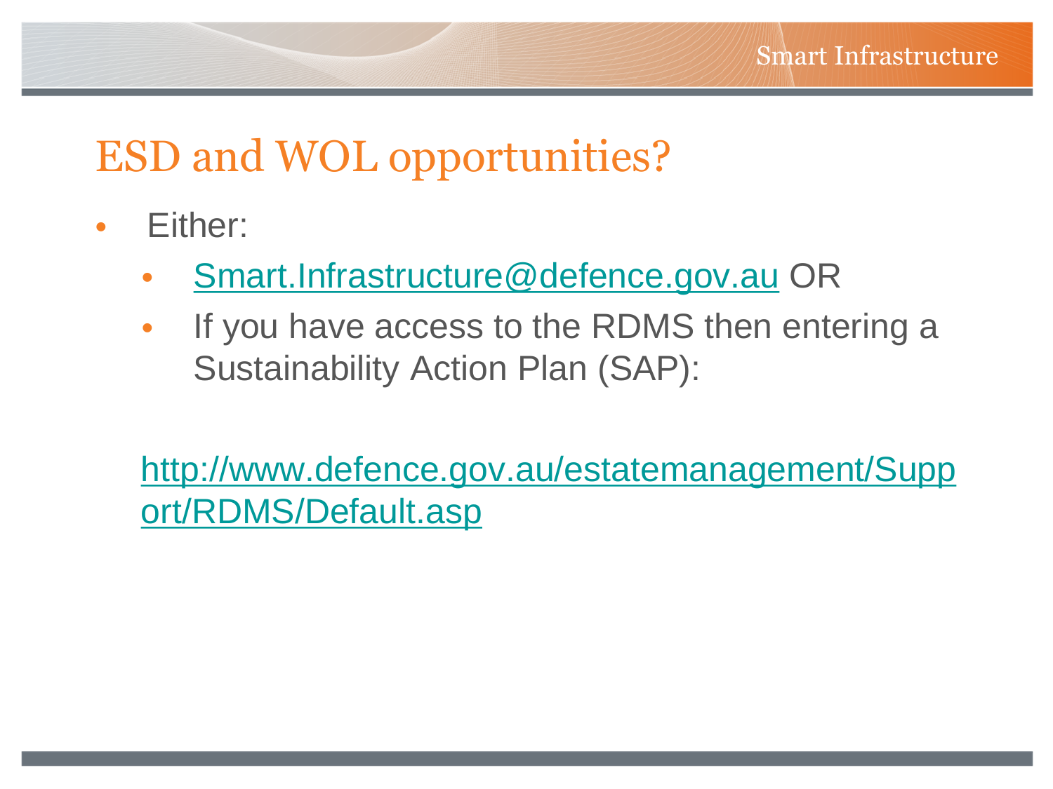# ESD and WOL opportunities?

- Either:
  - Smart.Infrastructure@defence.gov.au OR
  - If you have access to the RDMS then entering a Sustainability Action Plan (SAP):

  http://www.defence.gov.au/estatemanagement/Support/RDMS/Default.asp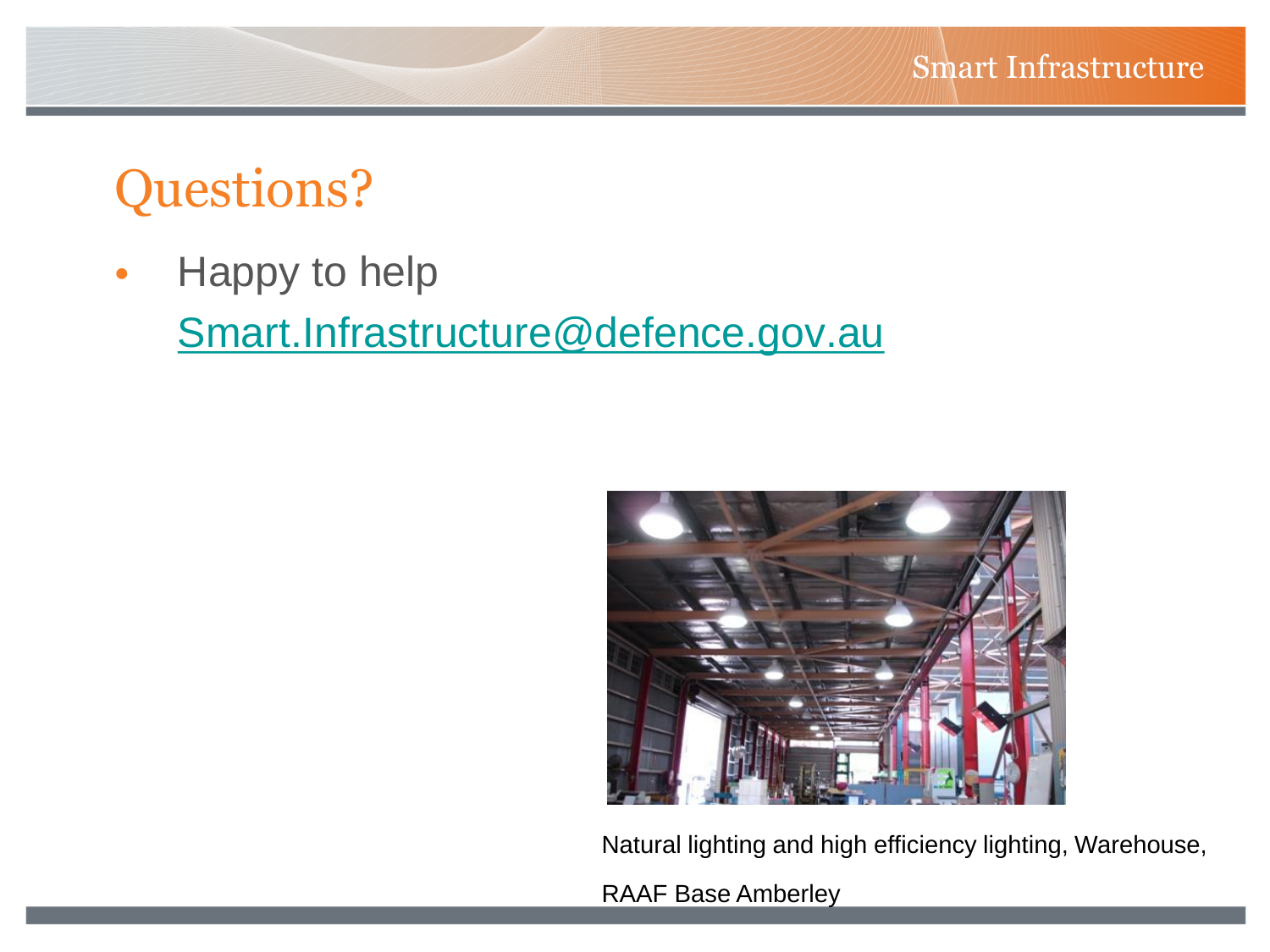# Questions?

- Happy to help

  Smart.Infrastructure@defence.gov.au

Natural lighting and high efficiency lighting, Warehouse, RAAF Base Amberley